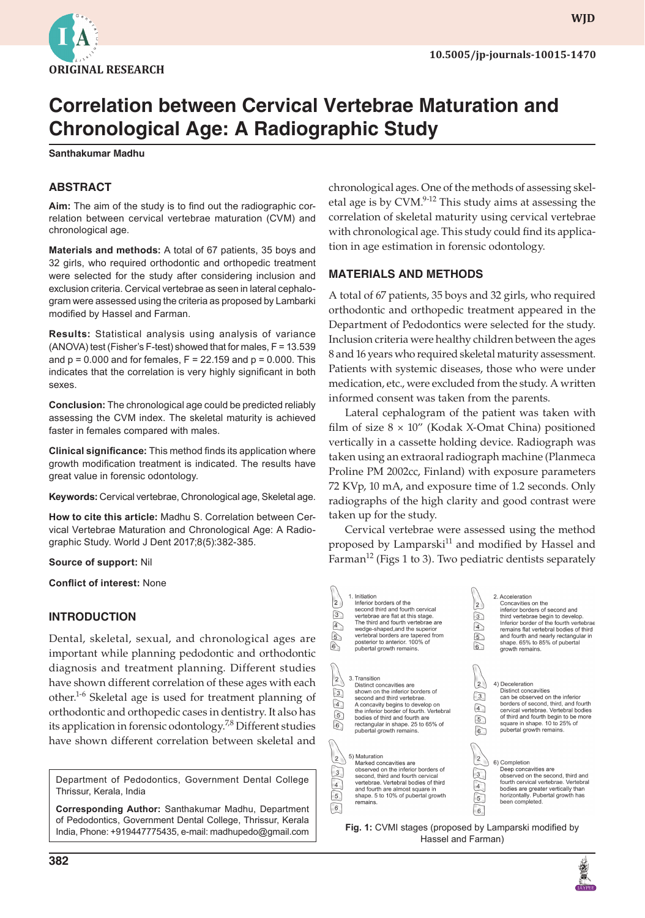ORIGINAL RESEARCH

10.5005/jp-journals-10015-1470

# Correlation between Cervical Vertebrae Maturation and Chronological Age: A Radiographic Study

**Santhakumar Madhu**

## ABSTRACT

**Aim:** The aim of the study is to find out the radiographic correlation between cervical vertebrae maturation (CVM) and chronological age.

**Materials and methods:** A total of 67 patients, 35 boys and 32 girls, who required orthodontic and orthopedic treatment were selected for the study after considering inclusion and exclusion criteria. Cervical vertebrae as seen in lateral cephalogram were assessed using the criteria as proposed by Lambarki modified by Hassel and Farman.

**Results:** Statistical analysis using analysis of variance (ANOVA) test (Fisher's F-test) showed that for males, $F = 13.539$ and $p = 0.000$ and for females, $F = 22.159$ and $p = 0.000$. This indicates that the correlation is very highly significant in both sexes.

**Conclusion:** The chronological age could be predicted reliably assessing the CVM index. The skeletal maturity is achieved faster in females compared with males.

**Clinical significance:** This method finds its application where growth modification treatment is indicated. The results have great value in forensic odontology.

**Keywords:** Cervical vertebrae, Chronological age, Skeletal age.

**How to cite this article:** Madhu S. Correlation between Cervical Vertebrae Maturation and Chronological Age: A Radiographic Study. World J Dent 2017;8(5):382-385.

**Source of support:** Nil

**Conflict of interest:** None

## INTRODUCTION

Dental, skeletal, sexual, and chronological ages are important while planning pedodontic and orthodontic diagnosis and treatment planning. Different studies have shown different correlation of these ages with each other.[1-6] Skeletal age is used for treatment planning of orthodontic and orthopedic cases in dentistry. It also has its application in forensic odontology.[7,8] Different studies have shown different correlation between skeletal and chronological ages. One of the methods of assessing skeletal age is by CVM.[9-12] This study aims at assessing the correlation of skeletal maturity using cervical vertebrae with chronological age. This study could find its application in age estimation in forensic odontology.

## MATERIALS AND METHODS

A total of 67 patients, 35 boys and 32 girls, who required orthodontic and orthopedic treatment appeared in the Department of Pedodontics were selected for the study. Inclusion criteria were healthy children between the ages 8 and 16 years who required skeletal maturity assessment. Patients with systemic diseases, those who were under medication, etc., were excluded from the study. A written informed consent was taken from the parents.

Lateral cephalogram of the patient was taken with film of size 8 × 10" (Kodak X-Omat China) positioned vertically in a cassette holding device. Radiograph was taken using an extraoral radiograph machine (Planmeca Proline PM 2002cc, Finland) with exposure parameters 72 KVp, 10 mA, and exposure time of 1.2 seconds. Only radiographs of the high clarity and good contrast were taken up for the study.

Cervical vertebrae were assessed using the method proposed by Lamparski[11] and modified by Hassel and Farman[12] (Figs 1 to 3). Two pediatric dentists separately

1. Initiation
Inferior borders of the second third and fourth cervical vertebrae are flat at this stage. The third and fourth vertebrae are wedge-shaped, and the superior vertebral borders are tapered from posterior to anterior. 100% of pubertal growth remains.

2. Acceleration
Concavities on the inferior borders of second and third vertebrae begin to develop. Inferior border of the fourth vertebrae remains flat vertebral bodies of third and fourth and nearly rectangular in shape. 65% to 85% of pubertal growth remains.

3. Transition
Distinct concavities are shown on the inferior borders of second and third vertebrae. A concavity begins to develop on the inferior border of fourth vertebra. Vertebral bodies of third and fourth are rectangular in shape. 25 to 65% of pubertal growth remains.

4) Deceleration
Distinct concavities can be observed on the inferior borders of second, third, and fourth cervical vertebrae. Vertebral bodies of third and fourth begin to be more square in shape. 10 to 25% of pubertal growth remains.

5) Maturation
Marked concavities are observed on the inferior borders of second, third and fourth cervical vertebrae. Vertebral bodies of third and fourth are almost square in shape. 5 to 10% of pubertal growth remains.

6) Completion
Deep concavities are observed on the second, third and fourth cervical vertebrae. Vertebral bodies are greater vertically than horizontally. Pubertal growth has been completed.

**Fig. 1:** CVMI stages (proposed by Lamparski modified by Hassel and Farman)

Department of Pedodontics, Government Dental College Thrissur, Kerala, India

**Corresponding Author:** Santhakumar Madhu, Department of Pedodontics, Government Dental College, Thrissur, Kerala India, Phone: +919447775435, e-mail: madhupedo@gmail.com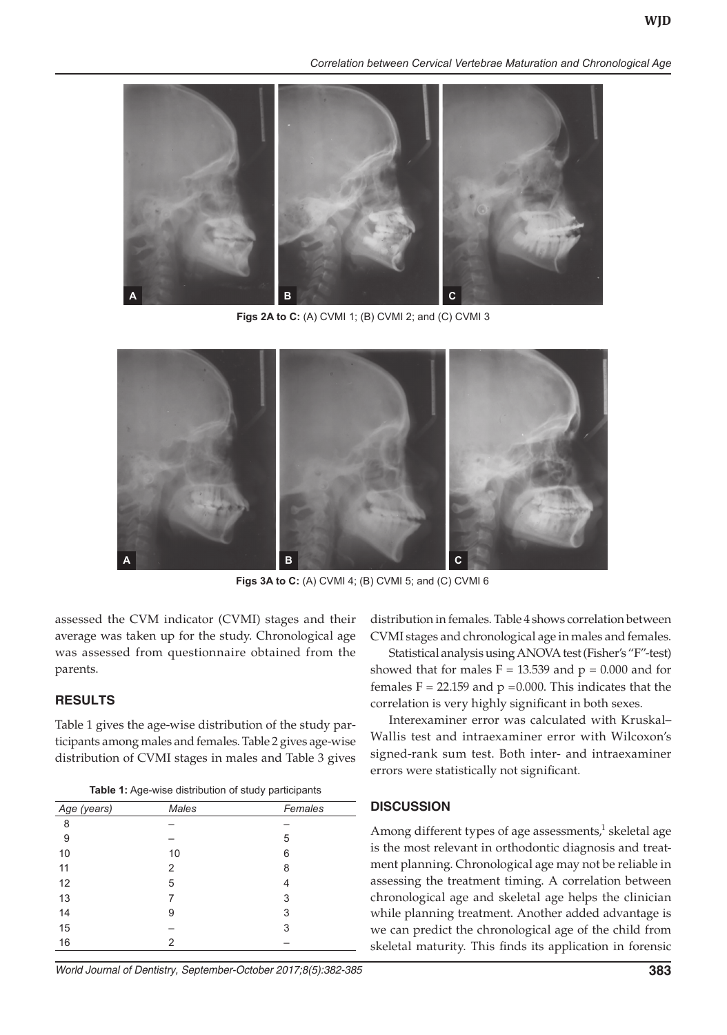Figs 2A to C: (A) CVMI 1; (B) CVMI 2; and (C) CVMI 3

Figs 3A to C: (A) CVMI 4; (B) CVMI 5; and (C) CVMI 6

assessed the CVM indicator (CVMI) stages and their average was taken up for the study. Chronological age was assessed from questionnaire obtained from the parents.

## RESULTS

Table 1 gives the age-wise distribution of the study participants among males and females. Table 2 gives age-wise distribution of CVMI stages in males and Table 3 gives distribution in females. Table 4 shows correlation between CVMI stages and chronological age in males and females.

Statistical analysis using ANOVA test (Fisher's "F"-test) showed that for males $F = 13.539$ and $p = 0.000$ and for females $F = 22.159$ and $p = 0.000$. This indicates that the correlation is very highly significant in both sexes.

Interexaminer error was calculated with Kruskal–Wallis test and intraexaminer error with Wilcoxon's signed-rank sum test. Both inter- and intraexaminer errors were statistically not significant.

**Table 1:** Age-wise distribution of study participants

| Age (years) | Males | Females |
|---|---|---|
| 8 | – | – |
| 9 | – | 5 |
| 10 | 10 | 6 |
| 11 | 2 | 8 |
| 12 | 5 | 4 |
| 13 | 7 | 3 |
| 14 | 9 | 3 |
| 15 | – | 3 |
| 16 | 2 | – |

## DISCUSSION

Among different types of age assessments,[1] skeletal age is the most relevant in orthodontic diagnosis and treatment planning. Chronological age may not be reliable in assessing the treatment timing. A correlation between chronological age and skeletal age helps the clinician while planning treatment. Another added advantage is we can predict the chronological age of the child from skeletal maturity. This finds its application in forensic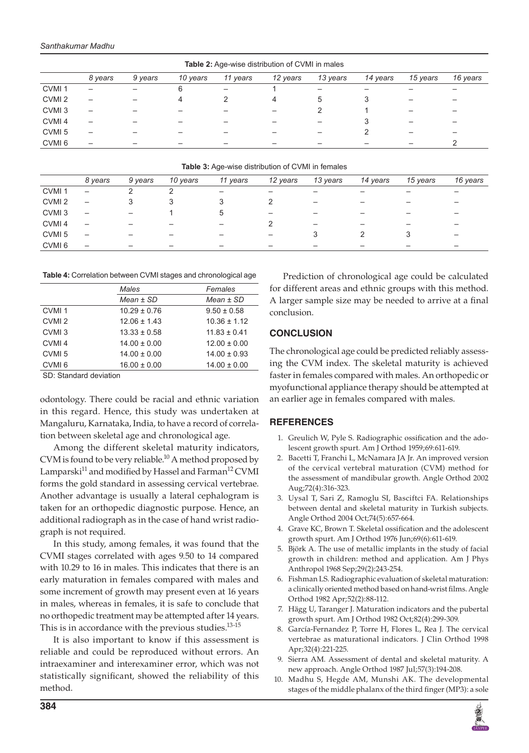**Table 2:** Age-wise distribution of CVMI in males

| | 8 years | 9 years | 10 years | 11 years | 12 years | 13 years | 14 years | 15 years | 16 years |
|---|---|---|---|---|---|---|---|---|---|
| CVMI 1 | – | – | 6 | – | 1 | – | – | – | – |
| CVMI 2 | – | – | 4 | 2 | 4 | 5 | 3 | – | – |
| CVMI 3 | – | – | – | – | – | 2 | 1 | – | – |
| CVMI 4 | – | – | – | – | – | – | 3 | – | – |
| CVMI 5 | – | – | – | – | – | – | 2 | – | – |
| CVMI 6 | – | – | – | – | – | – | – | – | 2 |

**Table 3:** Age-wise distribution of CVMI in females

| | 8 years | 9 years | 10 years | 11 years | 12 years | 13 years | 14 years | 15 years | 16 years |
|---|---|---|---|---|---|---|---|---|---|
| CVMI 1 | – | 2 | 2 | – | – | – | – | – | – |
| CVMI 2 | – | 3 | 3 | 3 | 2 | – | – | – | – |
| CVMI 3 | – | – | 1 | 5 | – | – | – | – | – |
| CVMI 4 | – | – | – | – | 2 | – | – | – | – |
| CVMI 5 | – | – | – | – | – | 3 | 2 | 3 | – |
| CVMI 6 | – | – | – | – | – | – | – | – | – |

**Table 4:** Correlation between CVMI stages and chronological age

| | Males | Females |
|---|---|---|
| | Mean ± SD | Mean ± SD |
| CVMI 1 | 10.29 ± 0.76 | 9.50 ± 0.58 |
| CVMI 2 | 12.06 ± 1.43 | 10.36 ± 1.12 |
| CVMI 3 | 13.33 ± 0.58 | 11.83 ± 0.41 |
| CVMI 4 | 14.00 ± 0.00 | 12.00 ± 0.00 |
| CVMI 5 | 14.00 ± 0.00 | 14.00 ± 0.93 |
| CVMI 6 | 16.00 ± 0.00 | 14.00 ± 0.00 |

SD: Standard deviation

odontology. There could be racial and ethnic variation in this regard. Hence, this study was undertaken at Mangaluru, Karnataka, India, to have a record of correlation between skeletal age and chronological age.

Among the different skeletal maturity indicators, CVM is found to be very reliable.[10] A method proposed by Lamparski[11] and modified by Hassel and Farman[12] CVMI forms the gold standard in assessing cervical vertebrae. Another advantage is usually a lateral cephalogram is taken for an orthopedic diagnostic purpose. Hence, an additional radiograph as in the case of hand wrist radiograph is not required.

In this study, among females, it was found that the CVMI stages correlated with ages 9.50 to 14 compared with 10.29 to 16 in males. This indicates that there is an early maturation in females compared with males and some increment of growth may present even at 16 years in males, whereas in females, it is safe to conclude that no orthopedic treatment may be attempted after 14 years. This is in accordance with the previous studies.[13-15]

It is also important to know if this assessment is reliable and could be reproduced without errors. An intraexaminer and interexaminer error, which was not statistically significant, showed the reliability of this method.

Prediction of chronological age could be calculated for different areas and ethnic groups with this method. A larger sample size may be needed to arrive at a final conclusion.

## CONCLUSION

The chronological age could be predicted reliably assessing the CVM index. The skeletal maturity is achieved faster in females compared with males. An orthopedic or myofunctional appliance therapy should be attempted at an earlier age in females compared with males.

## REFERENCES

1. Greulich W, Pyle S. Radiographic ossification and the adolescent growth spurt. Am J Orthod 1959;69:611-619.
2. Bacetti T, Franchi L, McNamara JA Jr. An improved version of the cervical vertebral maturation (CVM) method for the assessment of mandibular growth. Angle Orthod 2002 Aug;72(4):316-323.
3. Uysal T, Sari Z, Ramoglu SI, Basciftci FA. Relationships between dental and skeletal maturity in Turkish subjects. Angle Orthod 2004 Oct;74(5):657-664.
4. Grave KC, Brown T. Skeletal ossification and the adolescent growth spurt. Am J Orthod 1976 Jun;69(6):611-619.
5. Björk A. The use of metallic implants in the study of facial growth in children: method and application. Am J Phys Anthropol 1968 Sep;29(2):243-254.
6. Fishman LS. Radiographic evaluation of skeletal maturation: a clinically oriented method based on hand-wrist films. Angle Orthod 1982 Apr;52(2):88-112.
7. Hägg U, Taranger J. Maturation indicators and the pubertal growth spurt. Am J Orthod 1982 Oct;82(4):299-309.
8. García-Fernandez P, Torre H, Flores L, Rea J. The cervical vertebrae as maturational indicators. J Clin Orthod 1998 Apr;32(4):221-225.
9. Sierra AM. Assessment of dental and skeletal maturity. A new approach. Angle Orthod 1987 Jul;57(3):194-208.
10. Madhu S, Hegde AM, Munshi AK. The developmental stages of the middle phalanx of the third finger (MP3): a sole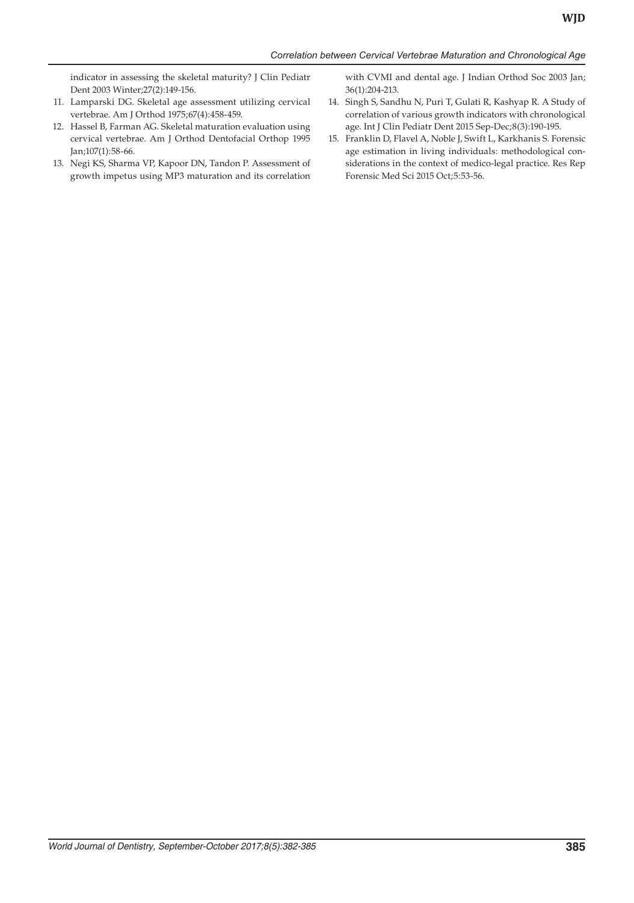indicator in assessing the skeletal maturity? J Clin Pediatr Dent 2003 Winter;27(2):149-156.

11. Lamparski DG. Skeletal age assessment utilizing cervical vertebrae. Am J Orthod 1975;67(4):458-459.
12. Hassel B, Farman AG. Skeletal maturation evaluation using cervical vertebrae. Am J Orthod Dentofacial Orthop 1995 Jan;107(1):58-66.
13. Negi KS, Sharma VP, Kapoor DN, Tandon P. Assessment of growth impetus using MP3 maturation and its correlation with CVMI and dental age. J Indian Orthod Soc 2003 Jan; 36(1):204-213.
14. Singh S, Sandhu N, Puri T, Gulati R, Kashyap R. A Study of correlation of various growth indicators with chronological age. Int J Clin Pediatr Dent 2015 Sep-Dec;8(3):190-195.
15. Franklin D, Flavel A, Noble J, Swift L, Karkhanis S. Forensic age estimation in living individuals: methodological considerations in the context of medico-legal practice. Res Rep Forensic Med Sci 2015 Oct;5:53-56.